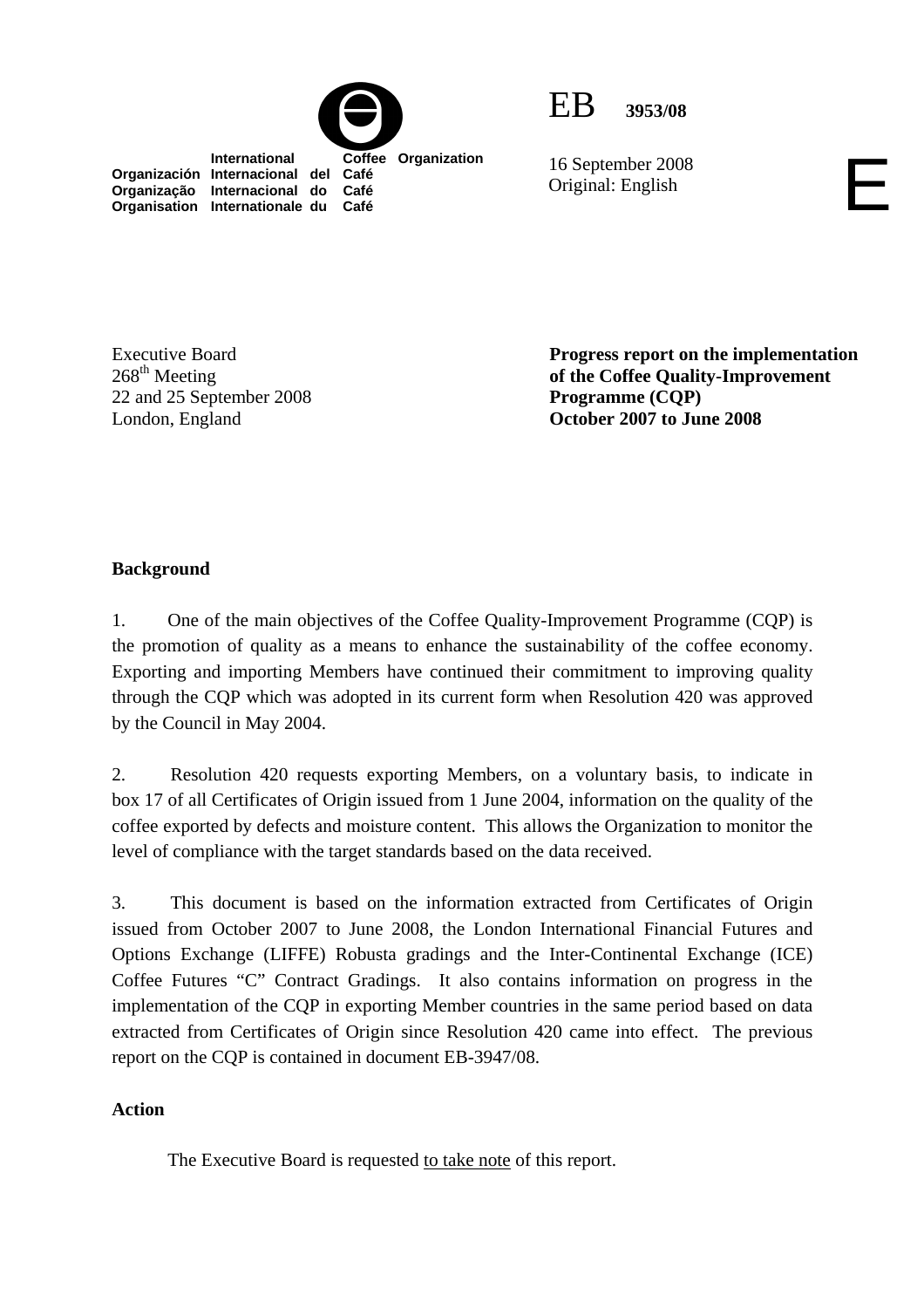International Coffee Organization
Organización Internacional del Café
Organização Internacional do Café
Organisation Internationale du Café

EB 3953/08

16 September 2008
Original: English

E

Executive Board
268th Meeting
22 and 25 September 2008
London, England

**Progress report on the implementation of the Coffee Quality-Improvement Programme (CQP)
October 2007 to June 2008**

## Background

1. One of the main objectives of the Coffee Quality-Improvement Programme (CQP) is the promotion of quality as a means to enhance the sustainability of the coffee economy. Exporting and importing Members have continued their commitment to improving quality through the CQP which was adopted in its current form when Resolution 420 was approved by the Council in May 2004.

2. Resolution 420 requests exporting Members, on a voluntary basis, to indicate in box 17 of all Certificates of Origin issued from 1 June 2004, information on the quality of the coffee exported by defects and moisture content. This allows the Organization to monitor the level of compliance with the target standards based on the data received.

3. This document is based on the information extracted from Certificates of Origin issued from October 2007 to June 2008, the London International Financial Futures and Options Exchange (LIFFE) Robusta gradings and the Inter-Continental Exchange (ICE) Coffee Futures "C" Contract Gradings. It also contains information on progress in the implementation of the CQP in exporting Member countries in the same period based on data extracted from Certificates of Origin since Resolution 420 came into effect. The previous report on the CQP is contained in document EB-3947/08.

## Action

The Executive Board is requested to take note of this report.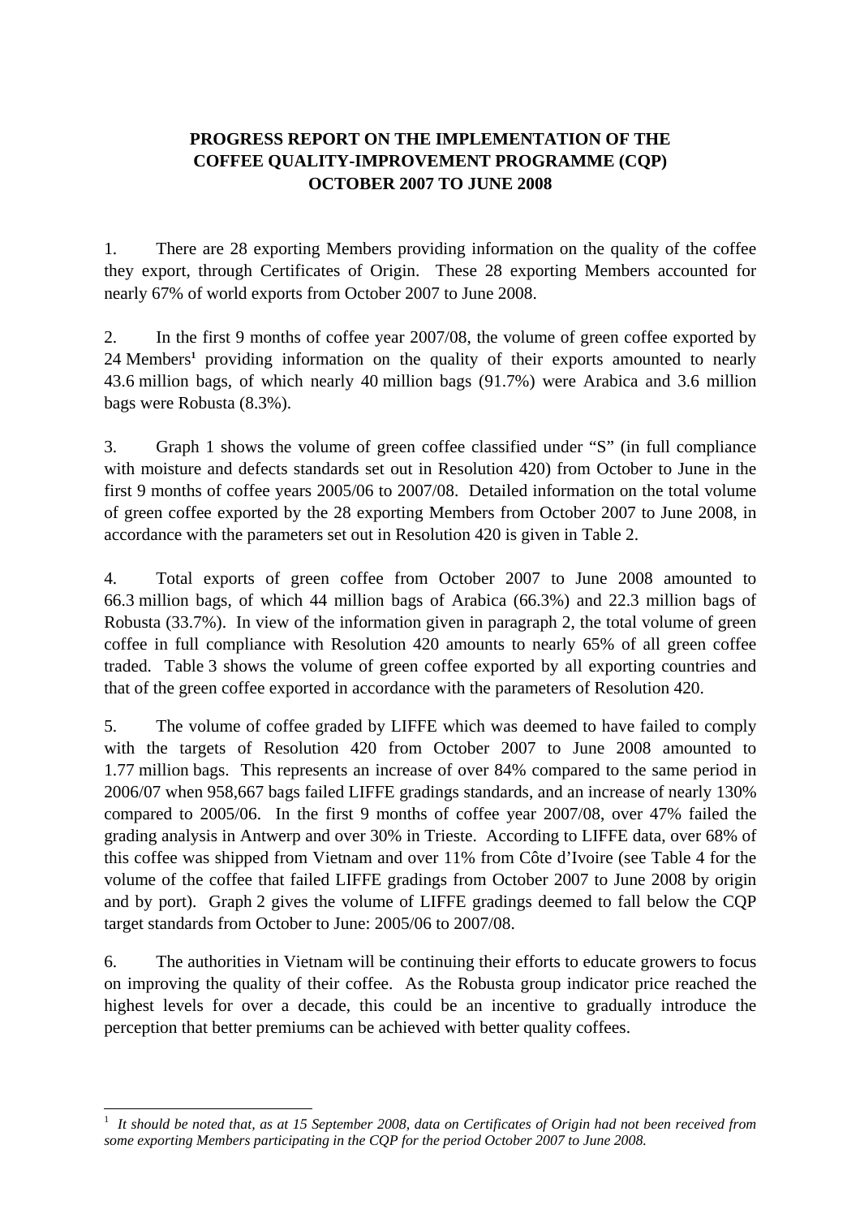**PROGRESS REPORT ON THE IMPLEMENTATION OF THE COFFEE QUALITY-IMPROVEMENT PROGRAMME (CQP) OCTOBER 2007 TO JUNE 2008**

1. There are 28 exporting Members providing information on the quality of the coffee they export, through Certificates of Origin. These 28 exporting Members accounted for nearly 67% of world exports from October 2007 to June 2008.

2. In the first 9 months of coffee year 2007/08, the volume of green coffee exported by 24 Members[1] providing information on the quality of their exports amounted to nearly 43.6 million bags, of which nearly 40 million bags (91.7%) were Arabica and 3.6 million bags were Robusta (8.3%).

3. Graph 1 shows the volume of green coffee classified under "S" (in full compliance with moisture and defects standards set out in Resolution 420) from October to June in the first 9 months of coffee years 2005/06 to 2007/08. Detailed information on the total volume of green coffee exported by the 28 exporting Members from October 2007 to June 2008, in accordance with the parameters set out in Resolution 420 is given in Table 2.

4. Total exports of green coffee from October 2007 to June 2008 amounted to 66.3 million bags, of which 44 million bags of Arabica (66.3%) and 22.3 million bags of Robusta (33.7%). In view of the information given in paragraph 2, the total volume of green coffee in full compliance with Resolution 420 amounts to nearly 65% of all green coffee traded. Table 3 shows the volume of green coffee exported by all exporting countries and that of the green coffee exported in accordance with the parameters of Resolution 420.

5. The volume of coffee graded by LIFFE which was deemed to have failed to comply with the targets of Resolution 420 from October 2007 to June 2008 amounted to 1.77 million bags. This represents an increase of over 84% compared to the same period in 2006/07 when 958,667 bags failed LIFFE gradings standards, and an increase of nearly 130% compared to 2005/06. In the first 9 months of coffee year 2007/08, over 47% failed the grading analysis in Antwerp and over 30% in Trieste. According to LIFFE data, over 68% of this coffee was shipped from Vietnam and over 11% from Côte d'Ivoire (see Table 4 for the volume of the coffee that failed LIFFE gradings from October 2007 to June 2008 by origin and by port). Graph 2 gives the volume of LIFFE gradings deemed to fall below the CQP target standards from October to June: 2005/06 to 2007/08.

6. The authorities in Vietnam will be continuing their efforts to educate growers to focus on improving the quality of their coffee. As the Robusta group indicator price reached the highest levels for over a decade, this could be an incentive to gradually introduce the perception that better premiums can be achieved with better quality coffees.

---

[1] *It should be noted that, as at 15 September 2008, data on Certificates of Origin had not been received from some exporting Members participating in the CQP for the period October 2007 to June 2008.*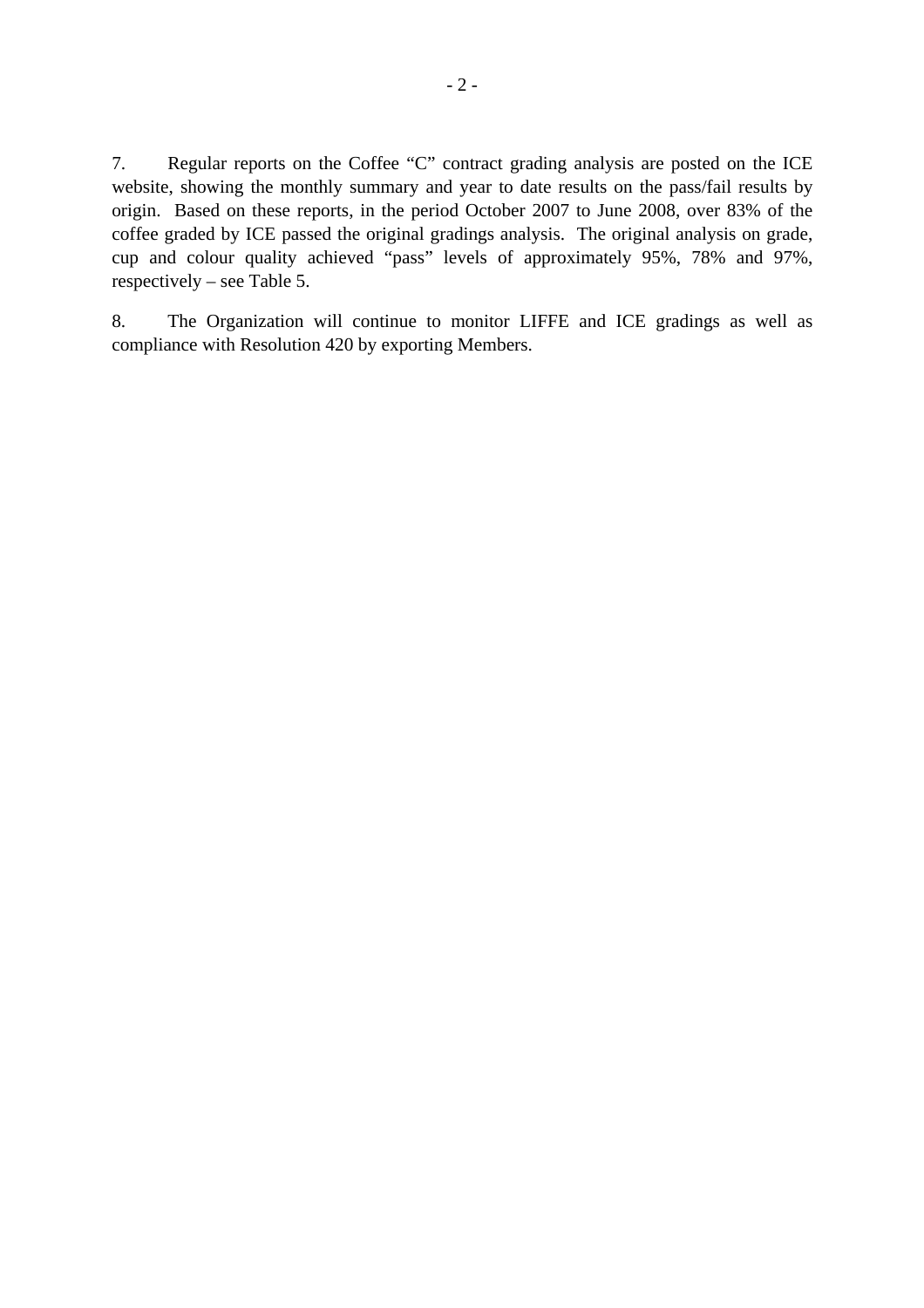7. Regular reports on the Coffee "C" contract grading analysis are posted on the ICE website, showing the monthly summary and year to date results on the pass/fail results by origin. Based on these reports, in the period October 2007 to June 2008, over 83% of the coffee graded by ICE passed the original gradings analysis. The original analysis on grade, cup and colour quality achieved "pass" levels of approximately 95%, 78% and 97%, respectively – see Table 5.

8. The Organization will continue to monitor LIFFE and ICE gradings as well as compliance with Resolution 420 by exporting Members.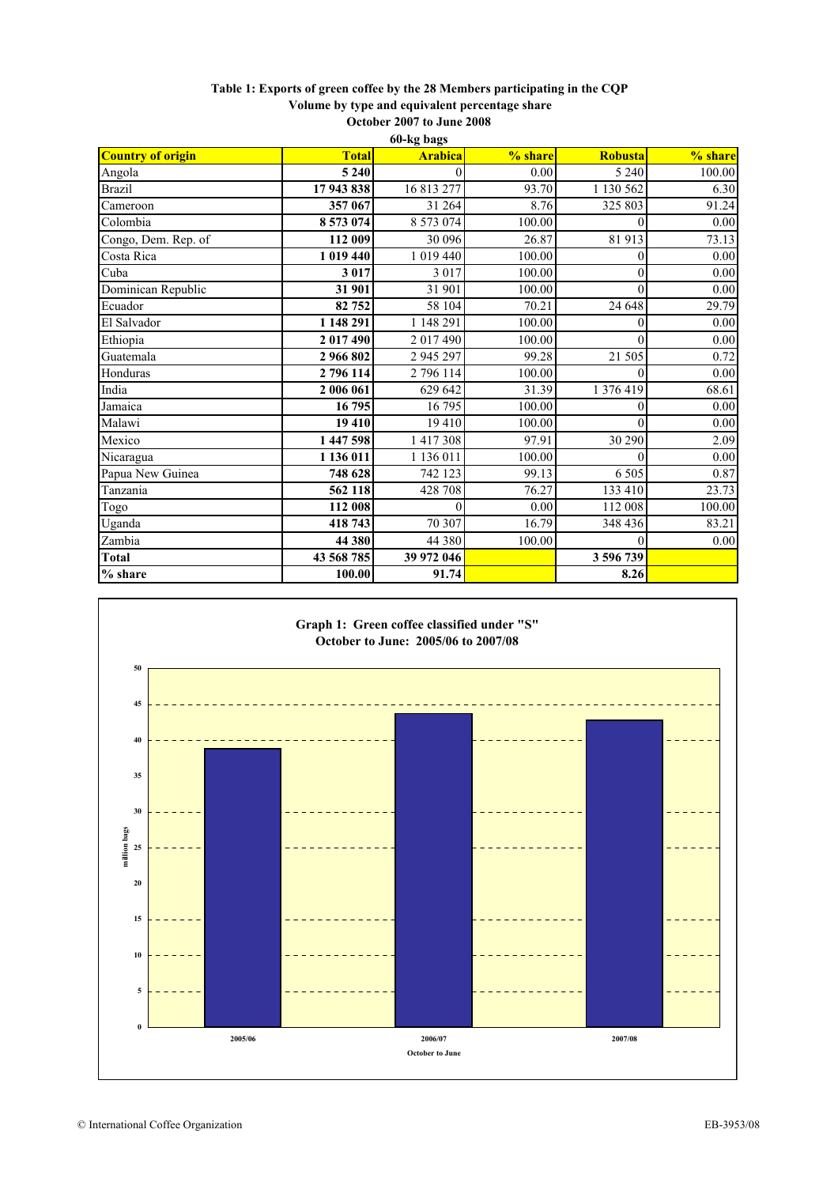**Table 1: Exports of green coffee by the 28 Members participating in the CQP**
**Volume by type and equivalent percentage share**
**October 2007 to June 2008**
**60-kg bags**

| Country of origin | Total | Arabica | % share | Robusta | % share |
|---|---|---|---|---|---|
| Angola | **5 240** | 0 | 0.00 | 5 240 | 100.00 |
| Brazil | **17 943 838** | 16 813 277 | 93.70 | 1 130 562 | 6.30 |
| Cameroon | **357 067** | 31 264 | 8.76 | 325 803 | 91.24 |
| Colombia | **8 573 074** | 8 573 074 | 100.00 | 0 | 0.00 |
| Congo, Dem. Rep. of | **112 009** | 30 096 | 26.87 | 81 913 | 73.13 |
| Costa Rica | **1 019 440** | 1 019 440 | 100.00 | 0 | 0.00 |
| Cuba | **3 017** | 3 017 | 100.00 | 0 | 0.00 |
| Dominican Republic | **31 901** | 31 901 | 100.00 | 0 | 0.00 |
| Ecuador | **82 752** | 58 104 | 70.21 | 24 648 | 29.79 |
| El Salvador | **1 148 291** | 1 148 291 | 100.00 | 0 | 0.00 |
| Ethiopia | **2 017 490** | 2 017 490 | 100.00 | 0 | 0.00 |
| Guatemala | **2 966 802** | 2 945 297 | 99.28 | 21 505 | 0.72 |
| Honduras | **2 796 114** | 2 796 114 | 100.00 | 0 | 0.00 |
| India | **2 006 061** | 629 642 | 31.39 | 1 376 419 | 68.61 |
| Jamaica | **16 795** | 16 795 | 100.00 | 0 | 0.00 |
| Malawi | **19 410** | 19 410 | 100.00 | 0 | 0.00 |
| Mexico | **1 447 598** | 1 417 308 | 97.91 | 30 290 | 2.09 |
| Nicaragua | **1 136 011** | 1 136 011 | 100.00 | 0 | 0.00 |
| Papua New Guinea | **748 628** | 742 123 | 99.13 | 6 505 | 0.87 |
| Tanzania | **562 118** | 428 708 | 76.27 | 133 410 | 23.73 |
| Togo | **112 008** | 0 | 0.00 | 112 008 | 100.00 |
| Uganda | **418 743** | 70 307 | 16.79 | 348 436 | 83.21 |
| Zambia | **44 380** | 44 380 | 100.00 | 0 | 0.00 |
| **Total** | **43 568 785** | **39 972 046** | | **3 596 739** | |
| **% share** | **100.00** | **91.74** | | **8.26** | |

**Graph 1: Green coffee classified under "S"**
**October to June: 2005/06 to 2007/08**

| October to June | million bags |
|---|---|
| 2005/06 | ~38.9 |
| 2006/07 | ~43.7 |
| 2007/08 | ~42.9 |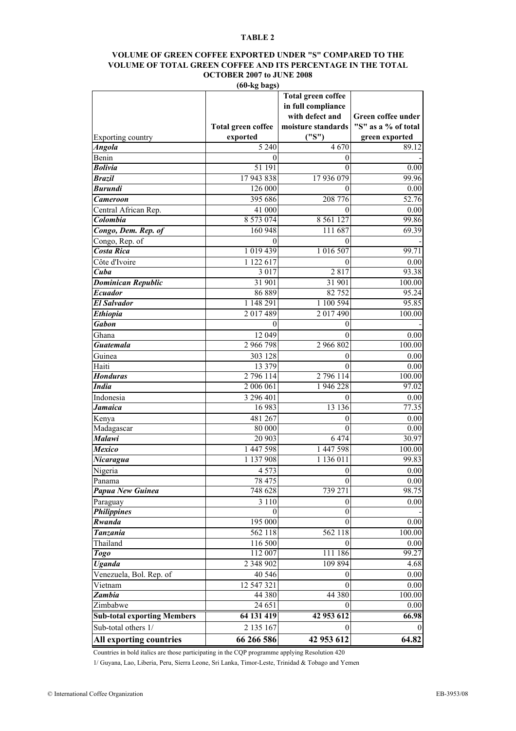**TABLE 2**

**VOLUME OF GREEN COFFEE EXPORTED UNDER "S" COMPARED TO THE VOLUME OF TOTAL GREEN COFFEE AND ITS PERCENTAGE IN THE TOTAL OCTOBER 2007 to JUNE 2008**

**(60-kg bags)**

| Exporting country | Total green coffee exported | Total green coffee in full compliance with defect and moisture standards ("S") | Green coffee under "S" as a % of total green exported |
|---|---|---|---|
| ***Angola*** | 5 240 | 4 670 | 89.12 |
| Benin | 0 | 0 | - |
| ***Bolivia*** | 51 191 | 0 | 0.00 |
| ***Brazil*** | 17 943 838 | 17 936 079 | 99.96 |
| ***Burundi*** | 126 000 | 0 | 0.00 |
| ***Cameroon*** | 395 686 | 208 776 | 52.76 |
| Central African Rep. | 41 000 | 0 | 0.00 |
| ***Colombia*** | 8 573 074 | 8 561 127 | 99.86 |
| ***Congo, Dem. Rep. of*** | 160 948 | 111 687 | 69.39 |
| Congo, Rep. of | 0 | 0 | - |
| ***Costa Rica*** | 1 019 439 | 1 016 507 | 99.71 |
| Côte d'Ivoire | 1 122 617 | 0 | 0.00 |
| ***Cuba*** | 3 017 | 2 817 | 93.38 |
| ***Dominican Republic*** | 31 901 | 31 901 | 100.00 |
| ***Ecuador*** | 86 889 | 82 752 | 95.24 |
| ***El Salvador*** | 1 148 291 | 1 100 594 | 95.85 |
| ***Ethiopia*** | 2 017 489 | 2 017 490 | 100.00 |
| ***Gabon*** | 0 | 0 | - |
| Ghana | 12 049 | 0 | 0.00 |
| ***Guatemala*** | 2 966 798 | 2 966 802 | 100.00 |
| Guinea | 303 128 | 0 | 0.00 |
| Haiti | 13 379 | 0 | 0.00 |
| ***Honduras*** | 2 796 114 | 2 796 114 | 100.00 |
| ***India*** | 2 006 061 | 1 946 228 | 97.02 |
| Indonesia | 3 296 401 | 0 | 0.00 |
| ***Jamaica*** | 16 983 | 13 136 | 77.35 |
| Kenya | 481 267 | 0 | 0.00 |
| Madagascar | 80 000 | 0 | 0.00 |
| ***Malawi*** | 20 903 | 6 474 | 30.97 |
| ***Mexico*** | 1 447 598 | 1 447 598 | 100.00 |
| ***Nicaragua*** | 1 137 908 | 1 136 011 | 99.83 |
| Nigeria | 4 573 | 0 | 0.00 |
| Panama | 78 475 | 0 | 0.00 |
| ***Papua New Guinea*** | 748 628 | 739 271 | 98.75 |
| Paraguay | 3 110 | 0 | 0.00 |
| ***Philippines*** | 0 | 0 | - |
| ***Rwanda*** | 195 000 | 0 | 0.00 |
| ***Tanzania*** | 562 118 | 562 118 | 100.00 |
| Thailand | 116 500 | 0 | 0.00 |
| ***Togo*** | 112 007 | 111 186 | 99.27 |
| ***Uganda*** | 2 348 902 | 109 894 | 4.68 |
| Venezuela, Bol. Rep. of | 40 546 | 0 | 0.00 |
| Vietnam | 12 547 321 | 0 | 0.00 |
| ***Zambia*** | 44 380 | 44 380 | 100.00 |
| Zimbabwe | 24 651 | 0 | 0.00 |
| **Sub-total exporting Members** | **64 131 419** | **42 953 612** | **66.98** |
| Sub-total others 1/ | 2 135 167 | 0 | 0 |
| **All exporting countries** | **66 266 586** | **42 953 612** | **64.82** |

Countries in bold italics are those participating in the CQP programme applying Resolution 420

1/ Guyana, Lao, Liberia, Peru, Sierra Leone, Sri Lanka, Timor-Leste, Trinidad & Tobago and Yemen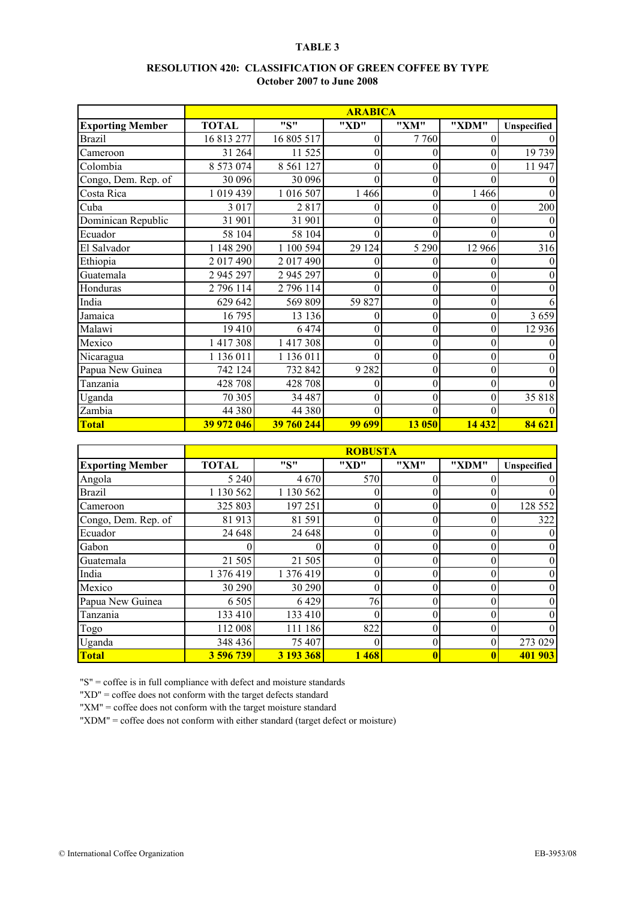# TABLE 3

## RESOLUTION 420: CLASSIFICATION OF GREEN COFFEE BY TYPE
### October 2007 to June 2008

| | ARABICA | | | | | |
|---|---|---|---|---|---|---|
| **Exporting Member** | **TOTAL** | **"S"** | **"XD"** | **"XM"** | **"XDM"** | **Unspecified** |
| Brazil | 16 813 277 | 16 805 517 | 0 | 7 760 | 0 | 0 |
| Cameroon | 31 264 | 11 525 | 0 | 0 | 0 | 19 739 |
| Colombia | 8 573 074 | 8 561 127 | 0 | 0 | 0 | 11 947 |
| Congo, Dem. Rep. of | 30 096 | 30 096 | 0 | 0 | 0 | 0 |
| Costa Rica | 1 019 439 | 1 016 507 | 1 466 | 0 | 1 466 | 0 |
| Cuba | 3 017 | 2 817 | 0 | 0 | 0 | 200 |
| Dominican Republic | 31 901 | 31 901 | 0 | 0 | 0 | 0 |
| Ecuador | 58 104 | 58 104 | 0 | 0 | 0 | 0 |
| El Salvador | 1 148 290 | 1 100 594 | 29 124 | 5 290 | 12 966 | 316 |
| Ethiopia | 2 017 490 | 2 017 490 | 0 | 0 | 0 | 0 |
| Guatemala | 2 945 297 | 2 945 297 | 0 | 0 | 0 | 0 |
| Honduras | 2 796 114 | 2 796 114 | 0 | 0 | 0 | 0 |
| India | 629 642 | 569 809 | 59 827 | 0 | 0 | 6 |
| Jamaica | 16 795 | 13 136 | 0 | 0 | 0 | 3 659 |
| Malawi | 19 410 | 6 474 | 0 | 0 | 0 | 12 936 |
| Mexico | 1 417 308 | 1 417 308 | 0 | 0 | 0 | 0 |
| Nicaragua | 1 136 011 | 1 136 011 | 0 | 0 | 0 | 0 |
| Papua New Guinea | 742 124 | 732 842 | 9 282 | 0 | 0 | 0 |
| Tanzania | 428 708 | 428 708 | 0 | 0 | 0 | 0 |
| Uganda | 70 305 | 34 487 | 0 | 0 | 0 | 35 818 |
| Zambia | 44 380 | 44 380 | 0 | 0 | 0 | 0 |
| **Total** | **39 972 046** | **39 760 244** | **99 699** | **13 050** | **14 432** | **84 621** |

| | ROBUSTA | | | | | |
|---|---|---|---|---|---|---|
| **Exporting Member** | **TOTAL** | **"S"** | **"XD"** | **"XM"** | **"XDM"** | **Unspecified** |
| Angola | 5 240 | 4 670 | 570 | 0 | 0 | 0 |
| Brazil | 1 130 562 | 1 130 562 | 0 | 0 | 0 | 0 |
| Cameroon | 325 803 | 197 251 | 0 | 0 | 0 | 128 552 |
| Congo, Dem. Rep. of | 81 913 | 81 591 | 0 | 0 | 0 | 322 |
| Ecuador | 24 648 | 24 648 | 0 | 0 | 0 | 0 |
| Gabon | 0 | 0 | 0 | 0 | 0 | 0 |
| Guatemala | 21 505 | 21 505 | 0 | 0 | 0 | 0 |
| India | 1 376 419 | 1 376 419 | 0 | 0 | 0 | 0 |
| Mexico | 30 290 | 30 290 | 0 | 0 | 0 | 0 |
| Papua New Guinea | 6 505 | 6 429 | 76 | 0 | 0 | 0 |
| Tanzania | 133 410 | 133 410 | 0 | 0 | 0 | 0 |
| Togo | 112 008 | 111 186 | 822 | 0 | 0 | 0 |
| Uganda | 348 436 | 75 407 | 0 | 0 | 0 | 273 029 |
| **Total** | **3 596 739** | **3 193 368** | **1 468** | **0** | **0** | **401 903** |

"S" = coffee is in full compliance with defect and moisture standards

"XD" = coffee does not conform with the target defects standard

"XM" = coffee does not conform with the target moisture standard

"XDM" = coffee does not conform with either standard (target defect or moisture)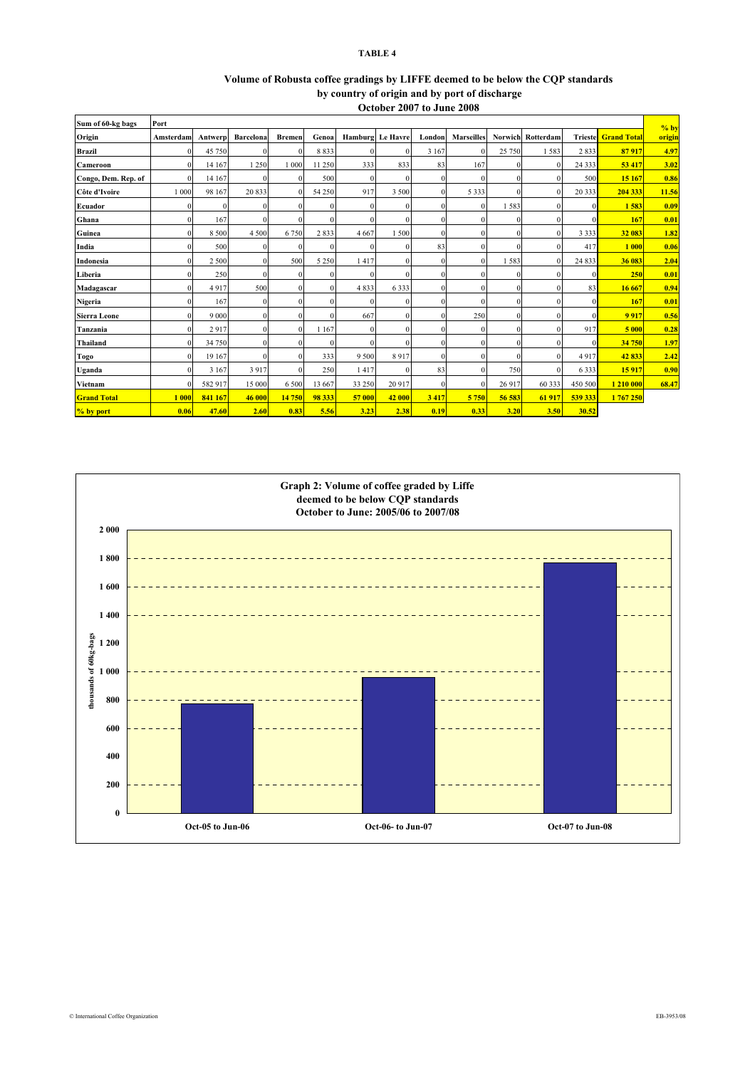**TABLE 4**

**Volume of Robusta coffee gradings by LIFFE deemed to be below the CQP standards by country of origin and by port of discharge**
**October 2007 to June 2008**

| Sum of 60-kg bags | Port | | | | | | | | | | | | | |
|---|---|---|---|---|---|---|---|---|---|---|---|---|---|---|
| Origin | Amsterdam | Antwerp | Barcelona | Bremen | Genoa | Hamburg | Le Havre | London | Marseilles | Norwich | Rotterdam | Trieste | Grand Total | % by origin |
| **Brazil** | 0 | 45 750 | 0 | 0 | 8 833 | 0 | 0 | 3 167 | 0 | 25 750 | 1 583 | 2 833 | **87 917** | **4.97** |
| **Cameroon** | 0 | 14 167 | 1 250 | 1 000 | 11 250 | 333 | 833 | 83 | 167 | 0 | 0 | 24 333 | **53 417** | **3.02** |
| **Congo, Dem. Rep. of** | 0 | 14 167 | 0 | 0 | 500 | 0 | 0 | 0 | 0 | 0 | 0 | 500 | **15 167** | **0.86** |
| **Côte d'Ivoire** | 1 000 | 98 167 | 20 833 | 0 | 54 250 | 917 | 3 500 | 0 | 5 333 | 0 | 0 | 20 333 | **204 333** | **11.56** |
| **Ecuador** | 0 | 0 | 0 | 0 | 0 | 0 | 0 | 0 | 0 | 1 583 | 0 | 0 | **1 583** | **0.09** |
| **Ghana** | 0 | 167 | 0 | 0 | 0 | 0 | 0 | 0 | 0 | 0 | 0 | 0 | **167** | **0.01** |
| **Guinea** | 0 | 8 500 | 4 500 | 6 750 | 2 833 | 4 667 | 1 500 | 0 | 0 | 0 | 0 | 3 333 | **32 083** | **1.82** |
| **India** | 0 | 500 | 0 | 0 | 0 | 0 | 0 | 83 | 0 | 0 | 0 | 417 | **1 000** | **0.06** |
| **Indonesia** | 0 | 2 500 | 0 | 500 | 5 250 | 1 417 | 0 | 0 | 0 | 1 583 | 0 | 24 833 | **36 083** | **2.04** |
| **Liberia** | 0 | 250 | 0 | 0 | 0 | 0 | 0 | 0 | 0 | 0 | 0 | 0 | **250** | **0.01** |
| **Madagascar** | 0 | 4 917 | 500 | 0 | 0 | 4 833 | 6 333 | 0 | 0 | 0 | 0 | 83 | **16 667** | **0.94** |
| **Nigeria** | 0 | 167 | 0 | 0 | 0 | 0 | 0 | 0 | 0 | 0 | 0 | 0 | **167** | **0.01** |
| **Sierra Leone** | 0 | 9 000 | 0 | 0 | 0 | 667 | 0 | 0 | 250 | 0 | 0 | 0 | **9 917** | **0.56** |
| **Tanzania** | 0 | 2 917 | 0 | 0 | 1 167 | 0 | 0 | 0 | 0 | 0 | 0 | 917 | **5 000** | **0.28** |
| **Thailand** | 0 | 34 750 | 0 | 0 | 0 | 0 | 0 | 0 | 0 | 0 | 0 | 0 | **34 750** | **1.97** |
| **Togo** | 0 | 19 167 | 0 | 0 | 333 | 9 500 | 8 917 | 0 | 0 | 0 | 0 | 4 917 | **42 833** | **2.42** |
| **Uganda** | 0 | 3 167 | 3 917 | 0 | 250 | 1 417 | 0 | 83 | 0 | 750 | 0 | 6 333 | **15 917** | **0.90** |
| **Vietnam** | 0 | 582 917 | 15 000 | 6 500 | 13 667 | 33 250 | 20 917 | 0 | 0 | 26 917 | 60 333 | 450 500 | **1 210 000** | **68.47** |
| **Grand Total** | **1 000** | **841 167** | **46 000** | **14 750** | **98 333** | **57 000** | **42 000** | **3 417** | **5 750** | **56 583** | **61 917** | **539 333** | **1 767 250** | |
| **% by port** | **0.06** | **47.60** | **2.60** | **0.83** | **5.56** | **3.23** | **2.38** | **0.19** | **0.33** | **3.20** | **3.50** | **30.52** | | |

**Graph 2: Volume of coffee graded by Liffe deemed to be below CQP standards October to June: 2005/06 to 2007/08**

| Period | thousands of 60kg-bags |
|---|---|
| Oct-05 to Jun-06 | ~780 |
| Oct-06- to Jun-07 | ~960 |
| Oct-07 to Jun-08 | ~1 767 |

© International Coffee Organization

EB-3953/08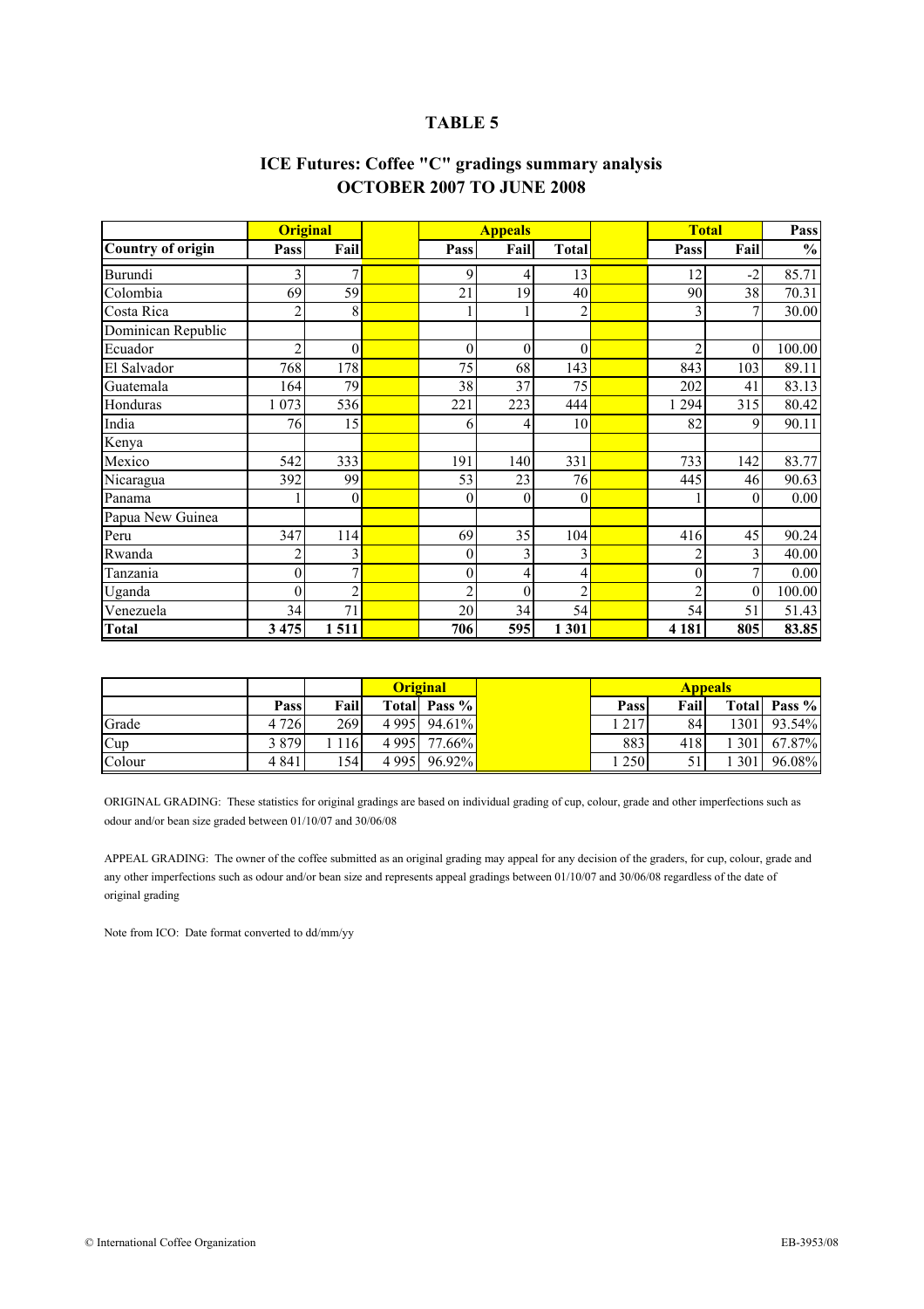# TABLE 5

## ICE Futures: Coffee "C" gradings summary analysis
## OCTOBER 2007 TO JUNE 2008

| | Original | | | Appeals | | | | Total | | Pass |
|---|---|---|---|---|---|---|---|---|---|---|
| Country of origin | Pass | Fail | | Pass | Fail | Total | | Pass | Fail | % |
| Burundi | 3 | 7 | | 9 | 4 | 13 | | 12 | -2 | 85.71 |
| Colombia | 69 | 59 | | 21 | 19 | 40 | | 90 | 38 | 70.31 |
| Costa Rica | 2 | 8 | | 1 | 1 | 2 | | 3 | 7 | 30.00 |
| Dominican Republic | | | | | | | | | | |
| Ecuador | 2 | 0 | | 0 | 0 | 0 | | 2 | 0 | 100.00 |
| El Salvador | 768 | 178 | | 75 | 68 | 143 | | 843 | 103 | 89.11 |
| Guatemala | 164 | 79 | | 38 | 37 | 75 | | 202 | 41 | 83.13 |
| Honduras | 1 073 | 536 | | 221 | 223 | 444 | | 1 294 | 315 | 80.42 |
| India | 76 | 15 | | 6 | 4 | 10 | | 82 | 9 | 90.11 |
| Kenya | | | | | | | | | | |
| Mexico | 542 | 333 | | 191 | 140 | 331 | | 733 | 142 | 83.77 |
| Nicaragua | 392 | 99 | | 53 | 23 | 76 | | 445 | 46 | 90.63 |
| Panama | 1 | 0 | | 0 | 0 | 0 | | 1 | 0 | 0.00 |
| Papua New Guinea | | | | | | | | | | |
| Peru | 347 | 114 | | 69 | 35 | 104 | | 416 | 45 | 90.24 |
| Rwanda | 2 | 3 | | 0 | 3 | 3 | | 2 | 3 | 40.00 |
| Tanzania | 0 | 7 | | 0 | 4 | 4 | | 0 | 7 | 0.00 |
| Uganda | 0 | 2 | | 2 | 0 | 2 | | 2 | 0 | 100.00 |
| Venezuela | 34 | 71 | | 20 | 34 | 54 | | 54 | 51 | 51.43 |
| **Total** | **3 475** | **1 511** | | **706** | **595** | **1 301** | | **4 181** | **805** | **83.85** |

| | | | Original | | | Appeals | | | |
|---|---|---|---|---|---|---|---|---|---|
| | Pass | Fail | Total | Pass % | | Pass | Fail | Total | Pass % |
| Grade | 4 726 | 269 | 4 995 | 94.61% | | 1 217 | 84 | 1301 | 93.54% |
| Cup | 3 879 | 1 116 | 4 995 | 77.66% | | 883 | 418 | 1 301 | 67.87% |
| Colour | 4 841 | 154 | 4 995 | 96.92% | | 1 250 | 51 | 1 301 | 96.08% |

ORIGINAL GRADING: These statistics for original gradings are based on individual grading of cup, colour, grade and other imperfections such as odour and/or bean size graded between 01/10/07 and 30/06/08

APPEAL GRADING: The owner of the coffee submitted as an original grading may appeal for any decision of the graders, for cup, colour, grade and any other imperfections such as odour and/or bean size and represents appeal gradings between 01/10/07 and 30/06/08 regardless of the date of original grading

Note from ICO: Date format converted to dd/mm/yy